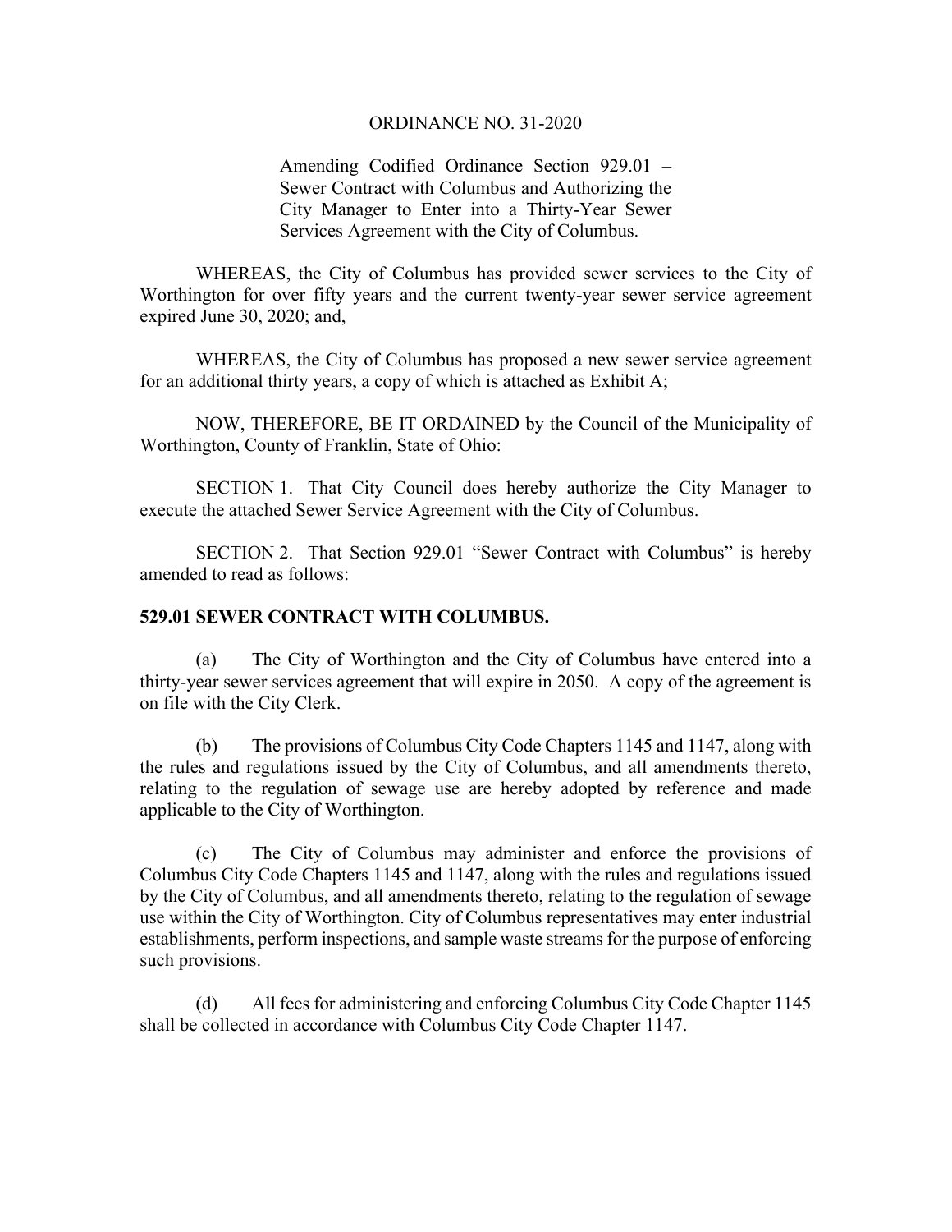ORDINANCE NO. 31-2020

Amending Codified Ordinance Section 929.01 – Sewer Contract with Columbus and Authorizing the City Manager to Enter into a Thirty-Year Sewer Services Agreement with the City of Columbus.

WHEREAS, the City of Columbus has provided sewer services to the City of Worthington for over fifty years and the current twenty-year sewer service agreement expired June 30, 2020; and,

WHEREAS, the City of Columbus has proposed a new sewer service agreement for an additional thirty years, a copy of which is attached as Exhibit A;

NOW, THEREFORE, BE IT ORDAINED by the Council of the Municipality of Worthington, County of Franklin, State of Ohio:

SECTION 1. That City Council does hereby authorize the City Manager to execute the attached Sewer Service Agreement with the City of Columbus.

SECTION 2. That Section 929.01 "Sewer Contract with Columbus" is hereby amended to read as follows:

**529.01 SEWER CONTRACT WITH COLUMBUS.**

(a) The City of Worthington and the City of Columbus have entered into a thirty-year sewer services agreement that will expire in 2050. A copy of the agreement is on file with the City Clerk.

(b) The provisions of Columbus City Code Chapters 1145 and 1147, along with the rules and regulations issued by the City of Columbus, and all amendments thereto, relating to the regulation of sewage use are hereby adopted by reference and made applicable to the City of Worthington.

(c) The City of Columbus may administer and enforce the provisions of Columbus City Code Chapters 1145 and 1147, along with the rules and regulations issued by the City of Columbus, and all amendments thereto, relating to the regulation of sewage use within the City of Worthington. City of Columbus representatives may enter industrial establishments, perform inspections, and sample waste streams for the purpose of enforcing such provisions.

(d) All fees for administering and enforcing Columbus City Code Chapter 1145 shall be collected in accordance with Columbus City Code Chapter 1147.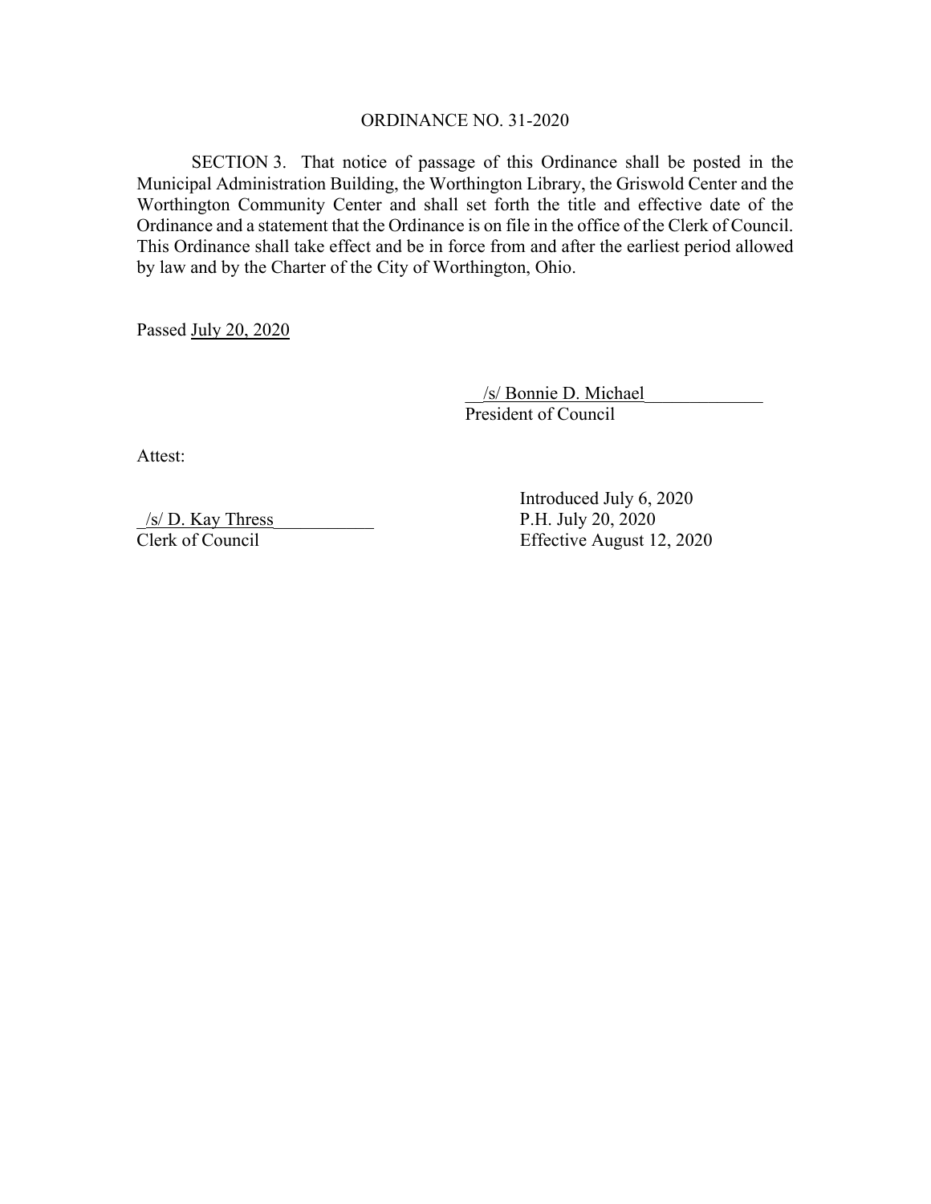ORDINANCE NO. 31-2020

SECTION 3. That notice of passage of this Ordinance shall be posted in the Municipal Administration Building, the Worthington Library, the Griswold Center and the Worthington Community Center and shall set forth the title and effective date of the Ordinance and a statement that the Ordinance is on file in the office of the Clerk of Council. This Ordinance shall take effect and be in force from and after the earliest period allowed by law and by the Charter of the City of Worthington, Ohio.

Passed July 20, 2020

/s/ Bonnie D. Michael
President of Council

Attest:

/s/ D. Kay Thress
Clerk of Council

Introduced July 6, 2020
P.H. July 20, 2020
Effective August 12, 2020